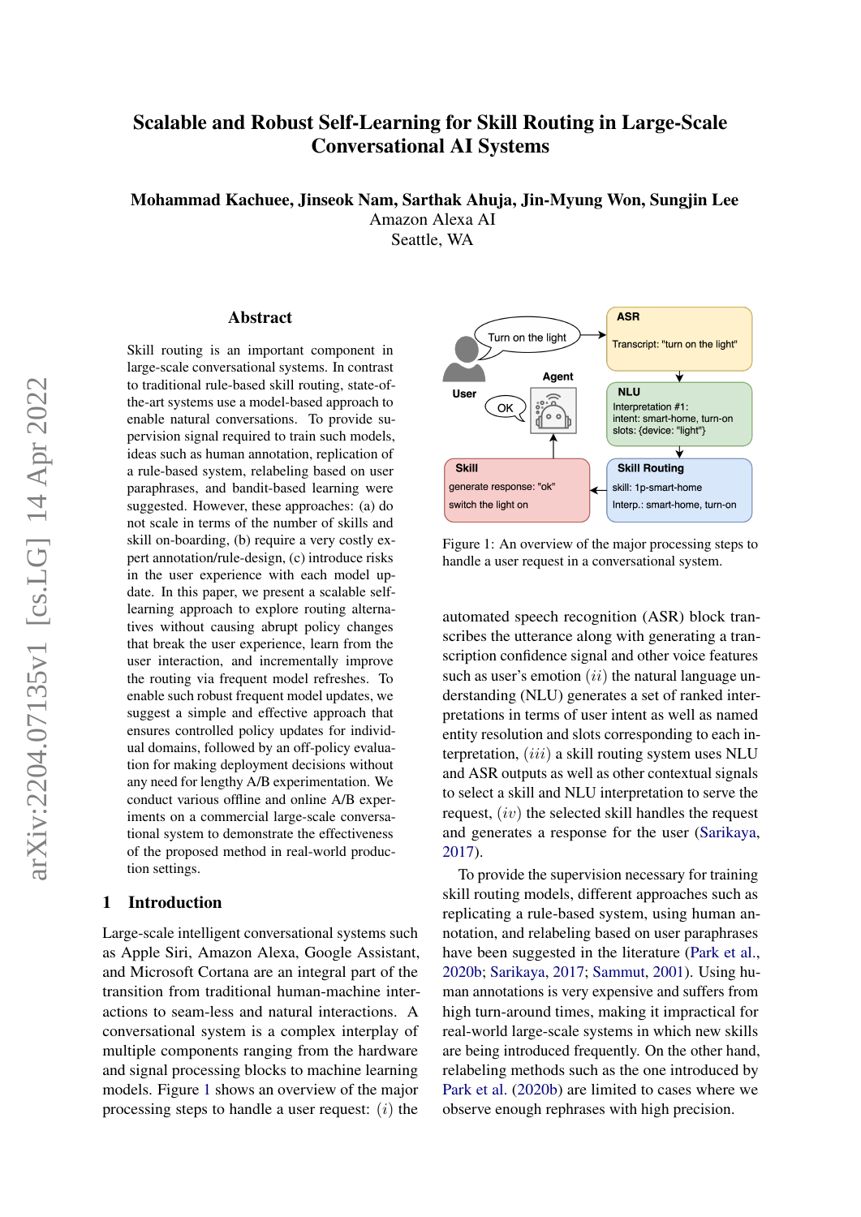# Scalable and Robust Self-Learning for Skill Routing in Large-Scale Conversational AI Systems

**Mohammad Kachuee, Jinseok Nam, Sarthak Ahuja, Jin-Myung Won, Sungjin Lee**
Amazon Alexa AI
Seattle, WA

## Abstract

Skill routing is an important component in large-scale conversational systems. In contrast to traditional rule-based skill routing, state-of-the-art systems use a model-based approach to enable natural conversations. To provide supervision signal required to train such models, ideas such as human annotation, replication of a rule-based system, relabeling based on user paraphrases, and bandit-based learning were suggested. However, these approaches: (a) do not scale in terms of the number of skills and skill on-boarding, (b) require a very costly expert annotation/rule-design, (c) introduce risks in the user experience with each model update. In this paper, we present a scalable self-learning approach to explore routing alternatives without causing abrupt policy changes that break the user experience, learn from the user interaction, and incrementally improve the routing via frequent model refreshes. To enable such robust frequent model updates, we suggest a simple and effective approach that ensures controlled policy updates for individual domains, followed by an off-policy evaluation for making deployment decisions without any need for lengthy A/B experimentation. We conduct various offline and online A/B experiments on a commercial large-scale conversational system to demonstrate the effectiveness of the proposed method in real-world production settings.

## 1 Introduction

Large-scale intelligent conversational systems such as Apple Siri, Amazon Alexa, Google Assistant, and Microsoft Cortana are an integral part of the transition from traditional human-machine interactions to seam-less and natural interactions. A conversational system is a complex interplay of multiple components ranging from the hardware and signal processing blocks to machine learning models. Figure 1 shows an overview of the major processing steps to handle a user request: $(i)$ the automated speech recognition (ASR) block transcribes the utterance along with generating a transcription confidence signal and other voice features such as user's emotion $(ii)$ the natural language understanding (NLU) generates a set of ranked interpretations in terms of user intent as well as named entity resolution and slots corresponding to each interpretation, $(iii)$ a skill routing system uses NLU and ASR outputs as well as other contextual signals to select a skill and NLU interpretation to serve the request, $(iv)$ the selected skill handles the request and generates a response for the user (Sarikaya, 2017).

Figure 1: An overview of the major processing steps to handle a user request in a conversational system.

To provide the supervision necessary for training skill routing models, different approaches such as replicating a rule-based system, using human annotation, and relabeling based on user paraphrases have been suggested in the literature (Park et al., 2020b; Sarikaya, 2017; Sammut, 2001). Using human annotations is very expensive and suffers from high turn-around times, making it impractical for real-world large-scale systems in which new skills are being introduced frequently. On the other hand, relabeling methods such as the one introduced by Park et al. (2020b) are limited to cases where we observe enough rephrases with high precision.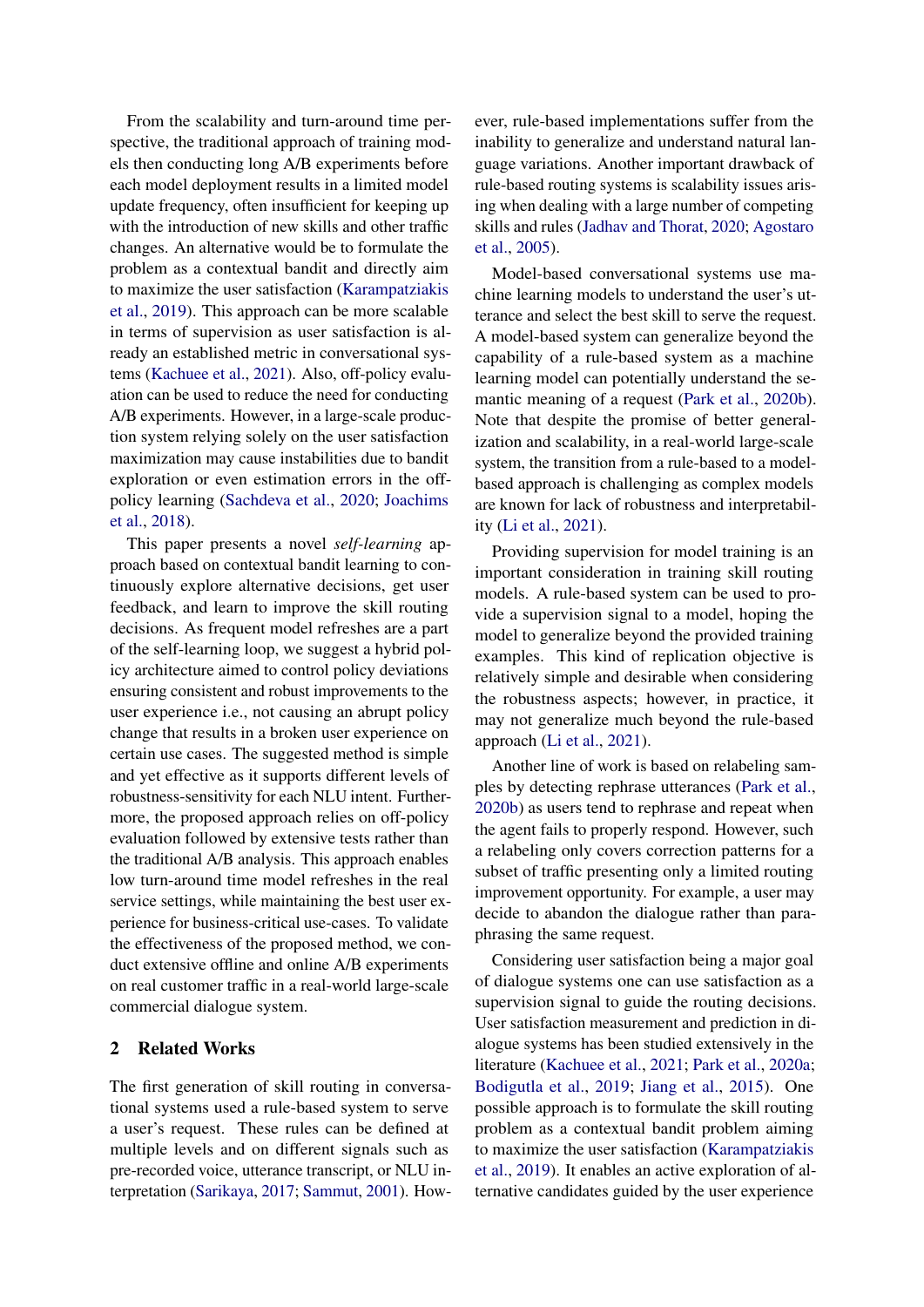From the scalability and turn-around time perspective, the traditional approach of training models then conducting long A/B experiments before each model deployment results in a limited model update frequency, often insufficient for keeping up with the introduction of new skills and other traffic changes. An alternative would be to formulate the problem as a contextual bandit and directly aim to maximize the user satisfaction (Karampatziakis et al., 2019). This approach can be more scalable in terms of supervision as user satisfaction is already an established metric in conversational systems (Kachuee et al., 2021). Also, off-policy evaluation can be used to reduce the need for conducting A/B experiments. However, in a large-scale production system relying solely on the user satisfaction maximization may cause instabilities due to bandit exploration or even estimation errors in the off-policy learning (Sachdeva et al., 2020; Joachims et al., 2018).

This paper presents a novel *self-learning* approach based on contextual bandit learning to continuously explore alternative decisions, get user feedback, and learn to improve the skill routing decisions. As frequent model refreshes are a part of the self-learning loop, we suggest a hybrid policy architecture aimed to control policy deviations ensuring consistent and robust improvements to the user experience i.e., not causing an abrupt policy change that results in a broken user experience on certain use cases. The suggested method is simple and yet effective as it supports different levels of robustness-sensitivity for each NLU intent. Furthermore, the proposed approach relies on off-policy evaluation followed by extensive tests rather than the traditional A/B analysis. This approach enables low turn-around time model refreshes in the real service settings, while maintaining the best user experience for business-critical use-cases. To validate the effectiveness of the proposed method, we conduct extensive offline and online A/B experiments on real customer traffic in a real-world large-scale commercial dialogue system.

## 2 Related Works

The first generation of skill routing in conversational systems used a rule-based system to serve a user's request. These rules can be defined at multiple levels and on different signals such as pre-recorded voice, utterance transcript, or NLU interpretation (Sarikaya, 2017; Sammut, 2001). However, rule-based implementations suffer from the inability to generalize and understand natural language variations. Another important drawback of rule-based routing systems is scalability issues arising when dealing with a large number of competing skills and rules (Jadhav and Thorat, 2020; Agostaro et al., 2005).

Model-based conversational systems use machine learning models to understand the user's utterance and select the best skill to serve the request. A model-based system can generalize beyond the capability of a rule-based system as a machine learning model can potentially understand the semantic meaning of a request (Park et al., 2020b). Note that despite the promise of better generalization and scalability, in a real-world large-scale system, the transition from a rule-based to a model-based approach is challenging as complex models are known for lack of robustness and interpretability (Li et al., 2021).

Providing supervision for model training is an important consideration in training skill routing models. A rule-based system can be used to provide a supervision signal to a model, hoping the model to generalize beyond the provided training examples. This kind of replication objective is relatively simple and desirable when considering the robustness aspects; however, in practice, it may not generalize much beyond the rule-based approach (Li et al., 2021).

Another line of work is based on relabeling samples by detecting rephrase utterances (Park et al., 2020b) as users tend to rephrase and repeat when the agent fails to properly respond. However, such a relabeling only covers correction patterns for a subset of traffic presenting only a limited routing improvement opportunity. For example, a user may decide to abandon the dialogue rather than paraphrasing the same request.

Considering user satisfaction being a major goal of dialogue systems one can use satisfaction as a supervision signal to guide the routing decisions. User satisfaction measurement and prediction in dialogue systems has been studied extensively in the literature (Kachuee et al., 2021; Park et al., 2020a; Bodigutla et al., 2019; Jiang et al., 2015). One possible approach is to formulate the skill routing problem as a contextual bandit problem aiming to maximize the user satisfaction (Karampatziakis et al., 2019). It enables an active exploration of alternative candidates guided by the user experience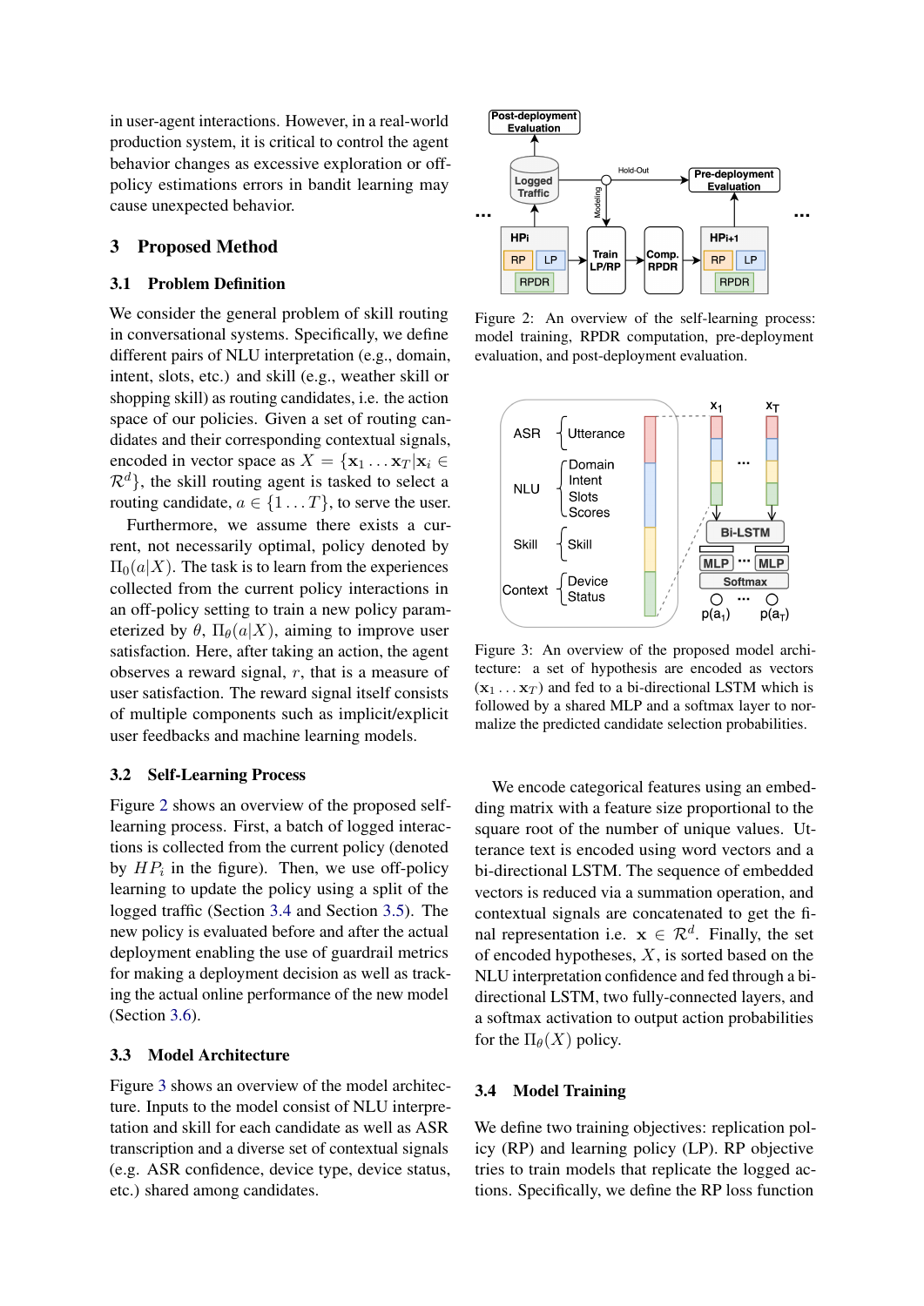in user-agent interactions. However, in a real-world production system, it is critical to control the agent behavior changes as excessive exploration or off-policy estimations errors in bandit learning may cause unexpected behavior.

# 3 Proposed Method

## 3.1 Problem Definition

We consider the general problem of skill routing in conversational systems. Specifically, we define different pairs of NLU interpretation (e.g., domain, intent, slots, etc.) and skill (e.g., weather skill or shopping skill) as routing candidates, i.e. the action space of our policies. Given a set of routing candidates and their corresponding contextual signals, encoded in vector space as $X = \{\mathbf{x}_1 \ldots \mathbf{x}_T | \mathbf{x}_i \in \mathcal{R}^d\}$, the skill routing agent is tasked to select a routing candidate, $a \in \{1 \ldots T\}$, to serve the user.

Furthermore, we assume there exists a current, not necessarily optimal, policy denoted by $\Pi_0(a|X)$. The task is to learn from the experiences collected from the current policy interactions in an off-policy setting to train a new policy parameterized by $\theta$, $\Pi_\theta(a|X)$, aiming to improve user satisfaction. Here, after taking an action, the agent observes a reward signal, $r$, that is a measure of user satisfaction. The reward signal itself consists of multiple components such as implicit/explicit user feedbacks and machine learning models.

## 3.2 Self-Learning Process

Figure 2 shows an overview of the proposed self-learning process. First, a batch of logged interactions is collected from the current policy (denoted by $HP_i$ in the figure). Then, we use off-policy learning to update the policy using a split of the logged traffic (Section 3.4 and Section 3.5). The new policy is evaluated before and after the actual deployment enabling the use of guardrail metrics for making a deployment decision as well as tracking the actual online performance of the new model (Section 3.6).

## 3.3 Model Architecture

Figure 3 shows an overview of the model architecture. Inputs to the model consist of NLU interpretation and skill for each candidate as well as ASR transcription and a diverse set of contextual signals (e.g. ASR confidence, device type, device status, etc.) shared among candidates.

Figure 2: An overview of the self-learning process: model training, RPDR computation, pre-deployment evaluation, and post-deployment evaluation.

Figure 3: An overview of the proposed model architecture: a set of hypothesis are encoded as vectors $(\mathbf{x}_1 \ldots \mathbf{x}_T)$ and fed to a bi-directional LSTM which is followed by a shared MLP and a softmax layer to normalize the predicted candidate selection probabilities.

We encode categorical features using an embedding matrix with a feature size proportional to the square root of the number of unique values. Utterance text is encoded using word vectors and a bi-directional LSTM. The sequence of embedded vectors is reduced via a summation operation, and contextual signals are concatenated to get the final representation i.e. $\mathbf{x} \in \mathcal{R}^d$. Finally, the set of encoded hypotheses, $X$, is sorted based on the NLU interpretation confidence and fed through a bi-directional LSTM, two fully-connected layers, and a softmax activation to output action probabilities for the $\Pi_\theta(X)$ policy.

## 3.4 Model Training

We define two training objectives: replication policy (RP) and learning policy (LP). RP objective tries to train models that replicate the logged actions. Specifically, we define the RP loss function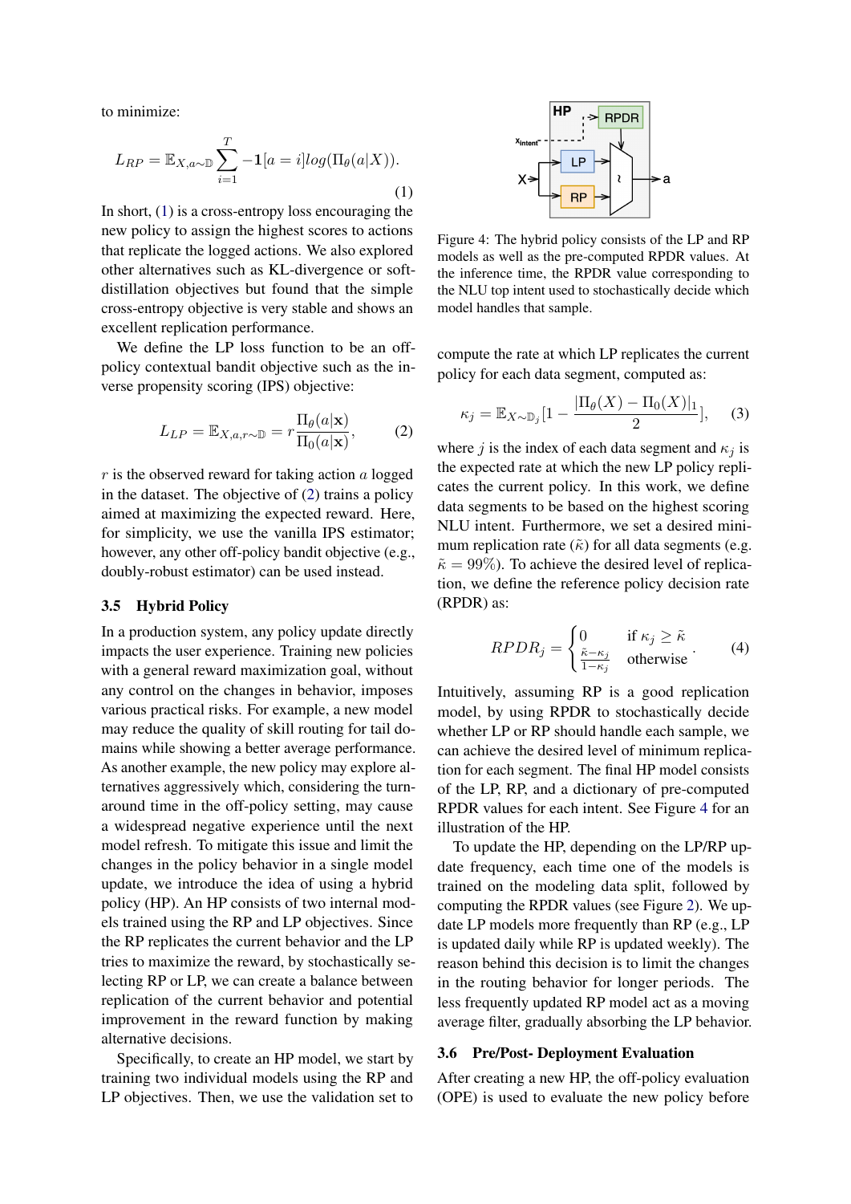to minimize:

$$L_{RP} = \mathbb{E}_{X,a\sim\mathbb{D}} \sum_{i=1}^{T} -\mathbf{1}[a = i] log(\Pi_\theta(a|X)). \tag{1}$$

In short, (1) is a cross-entropy loss encouraging the new policy to assign the highest scores to actions that replicate the logged actions. We also explored other alternatives such as KL-divergence or soft-distillation objectives but found that the simple cross-entropy objective is very stable and shows an excellent replication performance.

We define the LP loss function to be an off-policy contextual bandit objective such as the inverse propensity scoring (IPS) objective:

$$L_{LP} = \mathbb{E}_{X,a,r\sim\mathbb{D}} = r\frac{\Pi_\theta(a|\mathbf{x})}{\Pi_0(a|\mathbf{x})}, \tag{2}$$

$r$ is the observed reward for taking action $a$ logged in the dataset. The objective of (2) trains a policy aimed at maximizing the expected reward. Here, for simplicity, we use the vanilla IPS estimator; however, any other off-policy bandit objective (e.g., doubly-robust estimator) can be used instead.

### 3.5 Hybrid Policy

In a production system, any policy update directly impacts the user experience. Training new policies with a general reward maximization goal, without any control on the changes in behavior, imposes various practical risks. For example, a new model may reduce the quality of skill routing for tail domains while showing a better average performance. As another example, the new policy may explore alternatives aggressively which, considering the turn-around time in the off-policy setting, may cause a widespread negative experience until the next model refresh. To mitigate this issue and limit the changes in the policy behavior in a single model update, we introduce the idea of using a hybrid policy (HP). An HP consists of two internal models trained using the RP and LP objectives. Since the RP replicates the current behavior and the LP tries to maximize the reward, by stochastically selecting RP or LP, we can create a balance between replication of the current behavior and potential improvement in the reward function by making alternative decisions.

Specifically, to create an HP model, we start by training two individual models using the RP and LP objectives. Then, we use the validation set to compute the rate at which LP replicates the current policy for each data segment, computed as:

$$\kappa_j = \mathbb{E}_{X\sim\mathbb{D}_j}[1 - \frac{|\Pi_\theta(X) - \Pi_0(X)|_1}{2}], \tag{3}$$

where $j$ is the index of each data segment and $\kappa_j$ is the expected rate at which the new LP policy replicates the current policy. In this work, we define data segments to be based on the highest scoring NLU intent. Furthermore, we set a desired minimum replication rate ($\tilde{\kappa}$) for all data segments (e.g. $\tilde{\kappa} = 99\%$). To achieve the desired level of replication, we define the reference policy decision rate (RPDR) as:

$$RPDR_j = \begin{cases} 0 & \text{if } \kappa_j \geq \tilde{\kappa} \\ \frac{\tilde{\kappa}-\kappa_j}{1-\kappa_j} & \text{otherwise} \end{cases}. \tag{4}$$

Intuitively, assuming RP is a good replication model, by using RPDR to stochastically decide whether LP or RP should handle each sample, we can achieve the desired level of minimum replication for each segment. The final HP model consists of the LP, RP, and a dictionary of pre-computed RPDR values for each intent. See Figure 4 for an illustration of the HP.

Figure 4: The hybrid policy consists of the LP and RP models as well as the pre-computed RPDR values. At the inference time, the RPDR value corresponding to the NLU top intent used to stochastically decide which model handles that sample.

To update the HP, depending on the LP/RP update frequency, each time one of the models is trained on the modeling data split, followed by computing the RPDR values (see Figure 2). We update LP models more frequently than RP (e.g., LP is updated daily while RP is updated weekly). The reason behind this decision is to limit the changes in the routing behavior for longer periods. The less frequently updated RP model act as a moving average filter, gradually absorbing the LP behavior.

### 3.6 Pre/Post- Deployment Evaluation

After creating a new HP, the off-policy evaluation (OPE) is used to evaluate the new policy before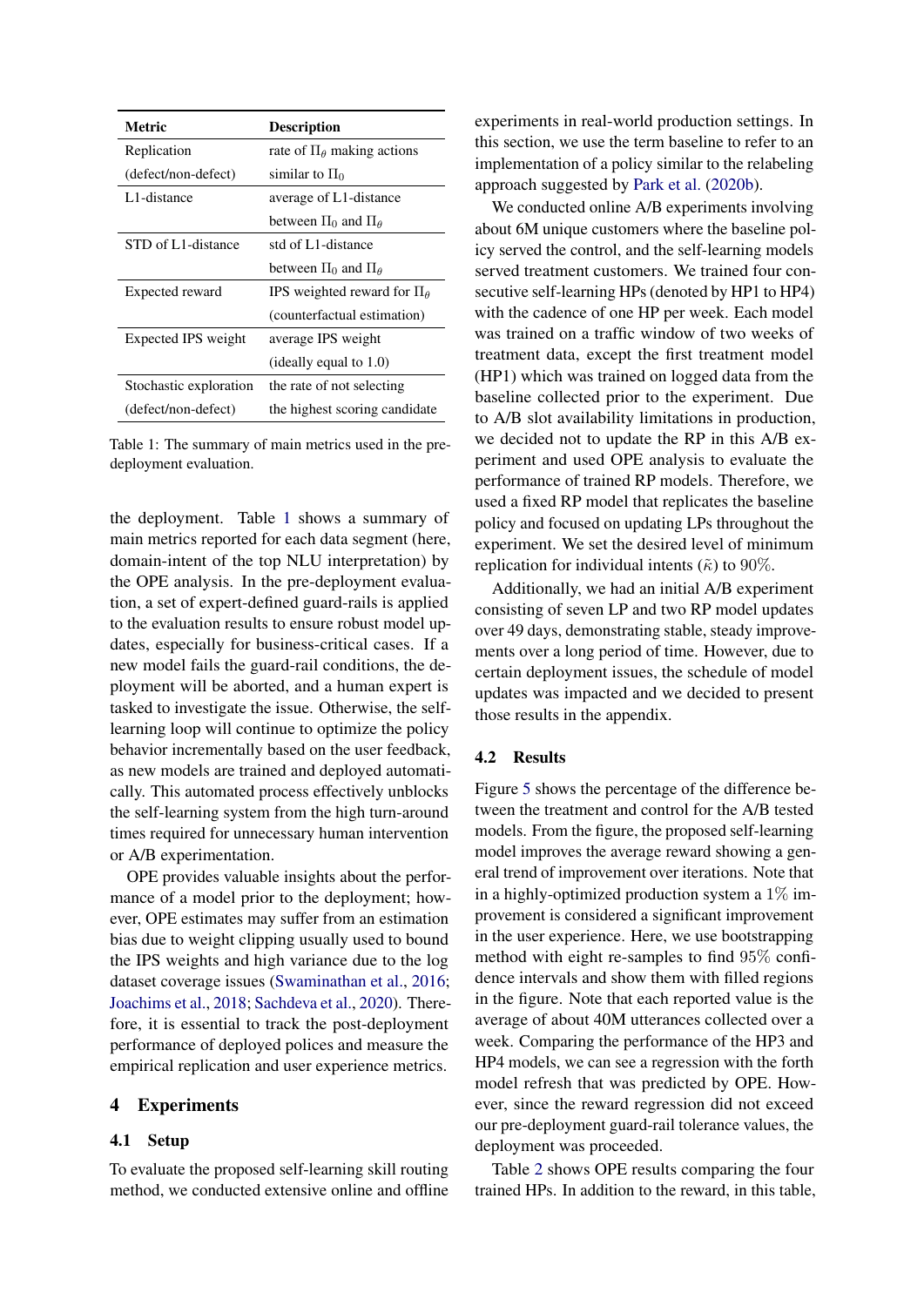| Metric | Description |
|---|---|
| Replication (defect/non-defect) | rate of $\Pi_\theta$ making actions similar to $\Pi_0$ |
| L1-distance | average of L1-distance between $\Pi_0$ and $\Pi_\theta$ |
| STD of L1-distance | std of L1-distance between $\Pi_0$ and $\Pi_\theta$ |
| Expected reward | IPS weighted reward for $\Pi_\theta$ (counterfactual estimation) |
| Expected IPS weight | average IPS weight (ideally equal to 1.0) |
| Stochastic exploration (defect/non-defect) | the rate of not selecting the highest scoring candidate |

Table 1: The summary of main metrics used in the pre-deployment evaluation.

the deployment. Table 1 shows a summary of main metrics reported for each data segment (here, domain-intent of the top NLU interpretation) by the OPE analysis. In the pre-deployment evaluation, a set of expert-defined guard-rails is applied to the evaluation results to ensure robust model updates, especially for business-critical cases. If a new model fails the guard-rail conditions, the deployment will be aborted, and a human expert is tasked to investigate the issue. Otherwise, the self-learning loop will continue to optimize the policy behavior incrementally based on the user feedback, as new models are trained and deployed automatically. This automated process effectively unblocks the self-learning system from the high turn-around times required for unnecessary human intervention or A/B experimentation.

OPE provides valuable insights about the performance of a model prior to the deployment; however, OPE estimates may suffer from an estimation bias due to weight clipping usually used to bound the IPS weights and high variance due to the log dataset coverage issues (Swaminathan et al., 2016; Joachims et al., 2018; Sachdeva et al., 2020). Therefore, it is essential to track the post-deployment performance of deployed polices and measure the empirical replication and user experience metrics.

# 4 Experiments

## 4.1 Setup

To evaluate the proposed self-learning skill routing method, we conducted extensive online and offline experiments in real-world production settings. In this section, we use the term baseline to refer to an implementation of a policy similar to the relabeling approach suggested by Park et al. (2020b).

We conducted online A/B experiments involving about 6M unique customers where the baseline policy served the control, and the self-learning models served treatment customers. We trained four consecutive self-learning HPs (denoted by HP1 to HP4) with the cadence of one HP per week. Each model was trained on a traffic window of two weeks of treatment data, except the first treatment model (HP1) which was trained on logged data from the baseline collected prior to the experiment. Due to A/B slot availability limitations in production, we decided not to update the RP in this A/B experiment and used OPE analysis to evaluate the performance of trained RP models. Therefore, we used a fixed RP model that replicates the baseline policy and focused on updating LPs throughout the experiment. We set the desired level of minimum replication for individual intents ($\tilde{\kappa}$) to 90%.

Additionally, we had an initial A/B experiment consisting of seven LP and two RP model updates over 49 days, demonstrating stable, steady improvements over a long period of time. However, due to certain deployment issues, the schedule of model updates was impacted and we decided to present those results in the appendix.

## 4.2 Results

Figure 5 shows the percentage of the difference between the treatment and control for the A/B tested models. From the figure, the proposed self-learning model improves the average reward showing a general trend of improvement over iterations. Note that in a highly-optimized production system a 1% improvement is considered a significant improvement in the user experience. Here, we use bootstrapping method with eight re-samples to find 95% confidence intervals and show them with filled regions in the figure. Note that each reported value is the average of about 40M utterances collected over a week. Comparing the performance of the HP3 and HP4 models, we can see a regression with the forth model refresh that was predicted by OPE. However, since the reward regression did not exceed our pre-deployment guard-rail tolerance values, the deployment was proceeded.

Table 2 shows OPE results comparing the four trained HPs. In addition to the reward, in this table,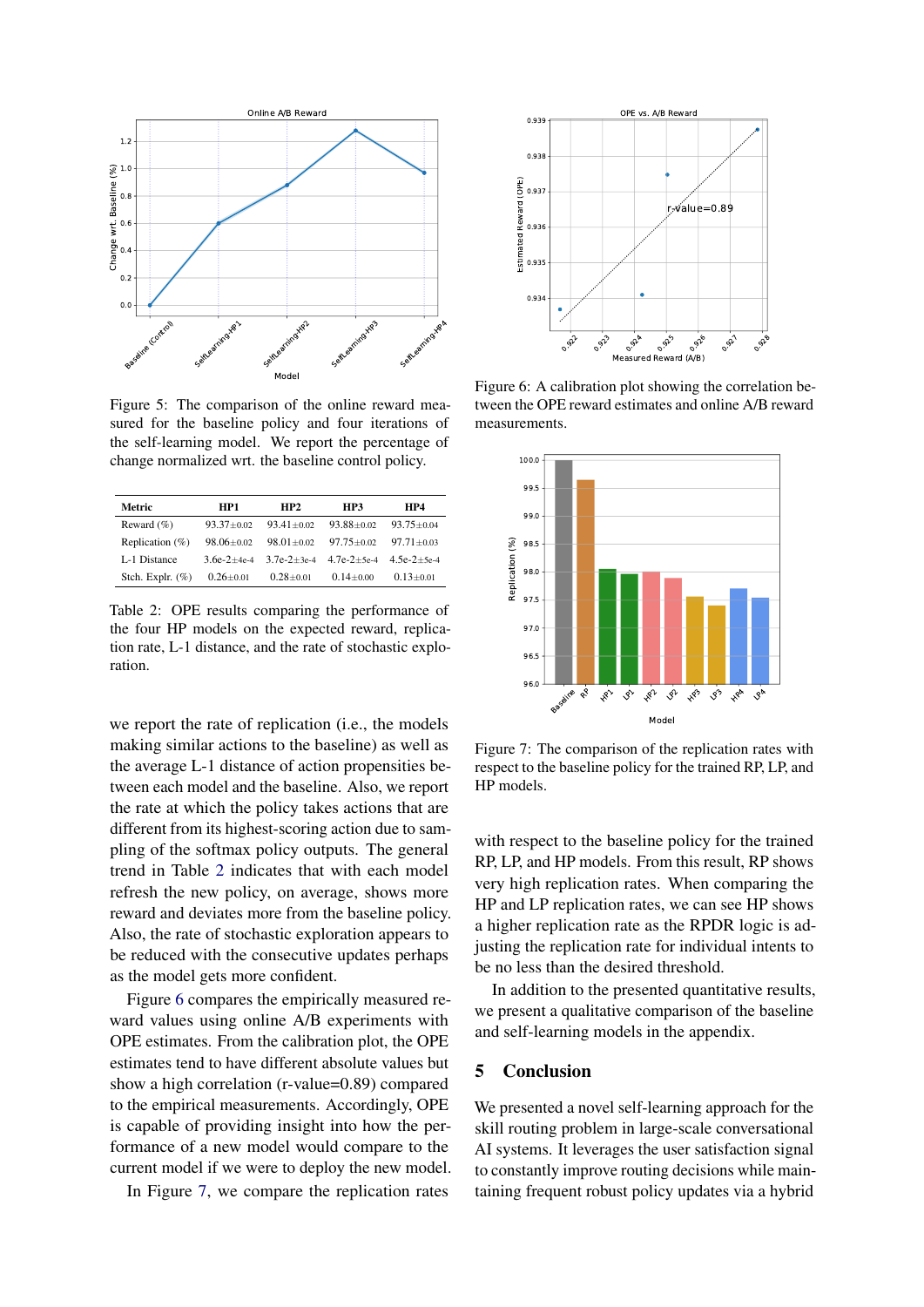Figure 5: The comparison of the online reward measured for the baseline policy and four iterations of the self-learning model. We report the percentage of change normalized wrt. the baseline control policy.

| Metric | HP1 | HP2 | HP3 | HP4 |
|---|---|---|---|---|
| Reward (%) | 93.37±0.02 | 93.41±0.02 | 93.88±0.02 | 93.75±0.04 |
| Replication (%) | 98.06±0.02 | 98.01±0.02 | 97.75±0.02 | 97.71±0.03 |
| L-1 Distance | 3.6e-2±4e-4 | 3.7e-2±3e-4 | 4.7e-2±5e-4 | 4.5e-2±5e-4 |
| Stch. Explr. (%) | 0.26±0.01 | 0.28±0.01 | 0.14±0.00 | 0.13±0.01 |

Table 2: OPE results comparing the performance of the four HP models on the expected reward, replication rate, L-1 distance, and the rate of stochastic exploration.

we report the rate of replication (i.e., the models making similar actions to the baseline) as well as the average L-1 distance of action propensities between each model and the baseline. Also, we report the rate at which the policy takes actions that are different from its highest-scoring action due to sampling of the softmax policy outputs. The general trend in Table 2 indicates that with each model refresh the new policy, on average, shows more reward and deviates more from the baseline policy. Also, the rate of stochastic exploration appears to be reduced with the consecutive updates perhaps as the model gets more confident.

Figure 6 compares the empirically measured reward values using online A/B experiments with OPE estimates. From the calibration plot, the OPE estimates tend to have different absolute values but show a high correlation (r-value=0.89) compared to the empirical measurements. Accordingly, OPE is capable of providing insight into how the performance of a new model would compare to the current model if we were to deploy the new model.

In Figure 7, we compare the replication rates with respect to the baseline policy for the trained RP, LP, and HP models. From this result, RP shows very high replication rates. When comparing the HP and LP replication rates, we can see HP shows a higher replication rate as the RPDR logic is adjusting the replication rate for individual intents to be no less than the desired threshold.

Figure 6: A calibration plot showing the correlation between the OPE reward estimates and online A/B reward measurements.

Figure 7: The comparison of the replication rates with respect to the baseline policy for the trained RP, LP, and HP models.

In addition to the presented quantitative results, we present a qualitative comparison of the baseline and self-learning models in the appendix.

## 5 Conclusion

We presented a novel self-learning approach for the skill routing problem in large-scale conversational AI systems. It leverages the user satisfaction signal to constantly improve routing decisions while maintaining frequent robust policy updates via a hybrid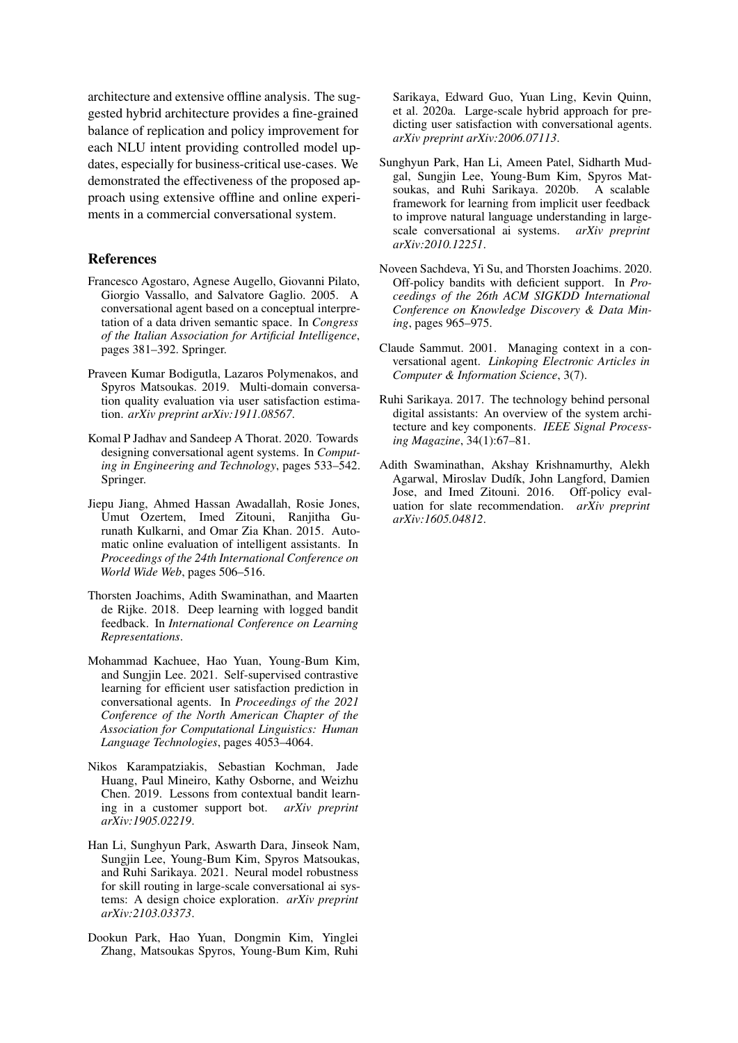architecture and extensive offline analysis. The suggested hybrid architecture provides a fine-grained balance of replication and policy improvement for each NLU intent providing controlled model updates, especially for business-critical use-cases. We demonstrated the effectiveness of the proposed approach using extensive offline and online experiments in a commercial conversational system.

## References

Francesco Agostaro, Agnese Augello, Giovanni Pilato, Giorgio Vassallo, and Salvatore Gaglio. 2005. A conversational agent based on a conceptual interpretation of a data driven semantic space. In *Congress of the Italian Association for Artificial Intelligence*, pages 381–392. Springer.

Praveen Kumar Bodigutla, Lazaros Polymenakos, and Spyros Matsoukas. 2019. Multi-domain conversation quality evaluation via user satisfaction estimation. *arXiv preprint arXiv:1911.08567*.

Komal P Jadhav and Sandeep A Thorat. 2020. Towards designing conversational agent systems. In *Computing in Engineering and Technology*, pages 533–542. Springer.

Jiepu Jiang, Ahmed Hassan Awadallah, Rosie Jones, Umut Ozertem, Imed Zitouni, Ranjitha Gurunath Kulkarni, and Omar Zia Khan. 2015. Automatic online evaluation of intelligent assistants. In *Proceedings of the 24th International Conference on World Wide Web*, pages 506–516.

Thorsten Joachims, Adith Swaminathan, and Maarten de Rijke. 2018. Deep learning with logged bandit feedback. In *International Conference on Learning Representations*.

Mohammad Kachuee, Hao Yuan, Young-Bum Kim, and Sungjin Lee. 2021. Self-supervised contrastive learning for efficient user satisfaction prediction in conversational agents. In *Proceedings of the 2021 Conference of the North American Chapter of the Association for Computational Linguistics: Human Language Technologies*, pages 4053–4064.

Nikos Karampatziakis, Sebastian Kochman, Jade Huang, Paul Mineiro, Kathy Osborne, and Weizhu Chen. 2019. Lessons from contextual bandit learning in a customer support bot. *arXiv preprint arXiv:1905.02219*.

Han Li, Sunghyun Park, Aswarth Dara, Jinseok Nam, Sungjin Lee, Young-Bum Kim, Spyros Matsoukas, and Ruhi Sarikaya. 2021. Neural model robustness for skill routing in large-scale conversational ai systems: A design choice exploration. *arXiv preprint arXiv:2103.03373*.

Dookun Park, Hao Yuan, Dongmin Kim, Yinglei Zhang, Matsoukas Spyros, Young-Bum Kim, Ruhi Sarikaya, Edward Guo, Yuan Ling, Kevin Quinn, et al. 2020a. Large-scale hybrid approach for predicting user satisfaction with conversational agents. *arXiv preprint arXiv:2006.07113*.

Sunghyun Park, Han Li, Ameen Patel, Sidharth Mudgal, Sungjin Lee, Young-Bum Kim, Spyros Matsoukas, and Ruhi Sarikaya. 2020b. A scalable framework for learning from implicit user feedback to improve natural language understanding in large-scale conversational ai systems. *arXiv preprint arXiv:2010.12251*.

Noveen Sachdeva, Yi Su, and Thorsten Joachims. 2020. Off-policy bandits with deficient support. In *Proceedings of the 26th ACM SIGKDD International Conference on Knowledge Discovery & Data Mining*, pages 965–975.

Claude Sammut. 2001. Managing context in a conversational agent. *Linkoping Electronic Articles in Computer & Information Science*, 3(7).

Ruhi Sarikaya. 2017. The technology behind personal digital assistants: An overview of the system architecture and key components. *IEEE Signal Processing Magazine*, 34(1):67–81.

Adith Swaminathan, Akshay Krishnamurthy, Alekh Agarwal, Miroslav Dudík, John Langford, Damien Jose, and Imed Zitouni. 2016. Off-policy evaluation for slate recommendation. *arXiv preprint arXiv:1605.04812*.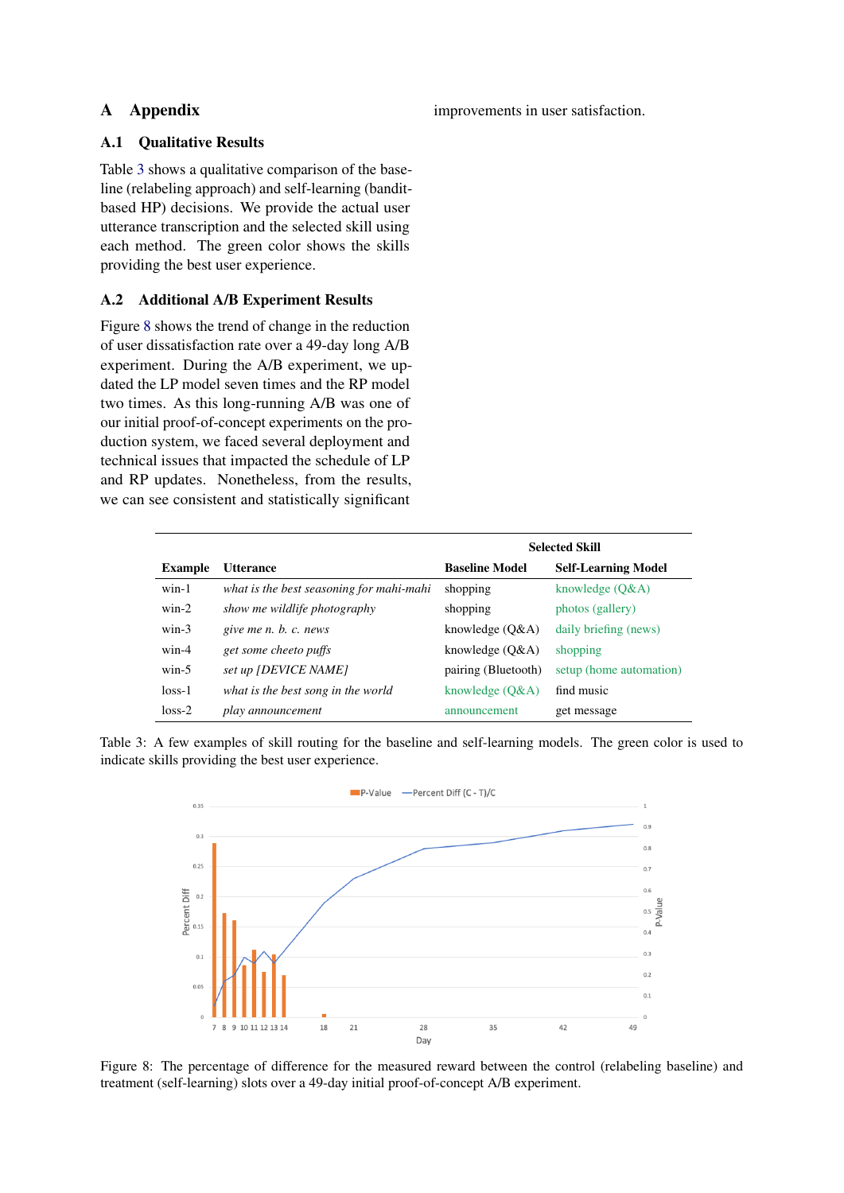# A Appendix

## A.1 Qualitative Results

Table 3 shows a qualitative comparison of the baseline (relabeling approach) and self-learning (bandit-based HP) decisions. We provide the actual user utterance transcription and the selected skill using each method. The green color shows the skills providing the best user experience.

## A.2 Additional A/B Experiment Results

Figure 8 shows the trend of change in the reduction of user dissatisfaction rate over a 49-day long A/B experiment. During the A/B experiment, we updated the LP model seven times and the RP model two times. As this long-running A/B was one of our initial proof-of-concept experiments on the production system, we faced several deployment and technical issues that impacted the schedule of LP and RP updates. Nonetheless, from the results, we can see consistent and statistically significant improvements in user satisfaction.

| | | Selected Skill | |
|---|---|---|---|
| **Example** | **Utterance** | **Baseline Model** | **Self-Learning Model** |
| win-1 | *what is the best seasoning for mahi-mahi* | shopping | knowledge (Q&A) |
| win-2 | *show me wildlife photography* | shopping | photos (gallery) |
| win-3 | *give me n. b. c. news* | knowledge (Q&A) | daily briefing (news) |
| win-4 | *get some cheeto puffs* | knowledge (Q&A) | shopping |
| win-5 | *set up [DEVICE NAME]* | pairing (Bluetooth) | setup (home automation) |
| loss-1 | *what is the best song in the world* | knowledge (Q&A) | find music |
| loss-2 | *play announcement* | announcement | get message |

Table 3: A few examples of skill routing for the baseline and self-learning models. The green color is used to indicate skills providing the best user experience.

P-Value
Percent Diff (C - T)/C
Percent Diff
0 0.05 0.1 0.15 0.2 0.25 0.3 0.35
P-Value
0 0.1 0.2 0.3 0.4 0.5 0.6 0.7 0.8 0.9 1
Day
7 8 9 10 11 12 13 14 18 21 28 35 42 49

Figure 8: The percentage of difference for the measured reward between the control (relabeling baseline) and treatment (self-learning) slots over a 49-day initial proof-of-concept A/B experiment.